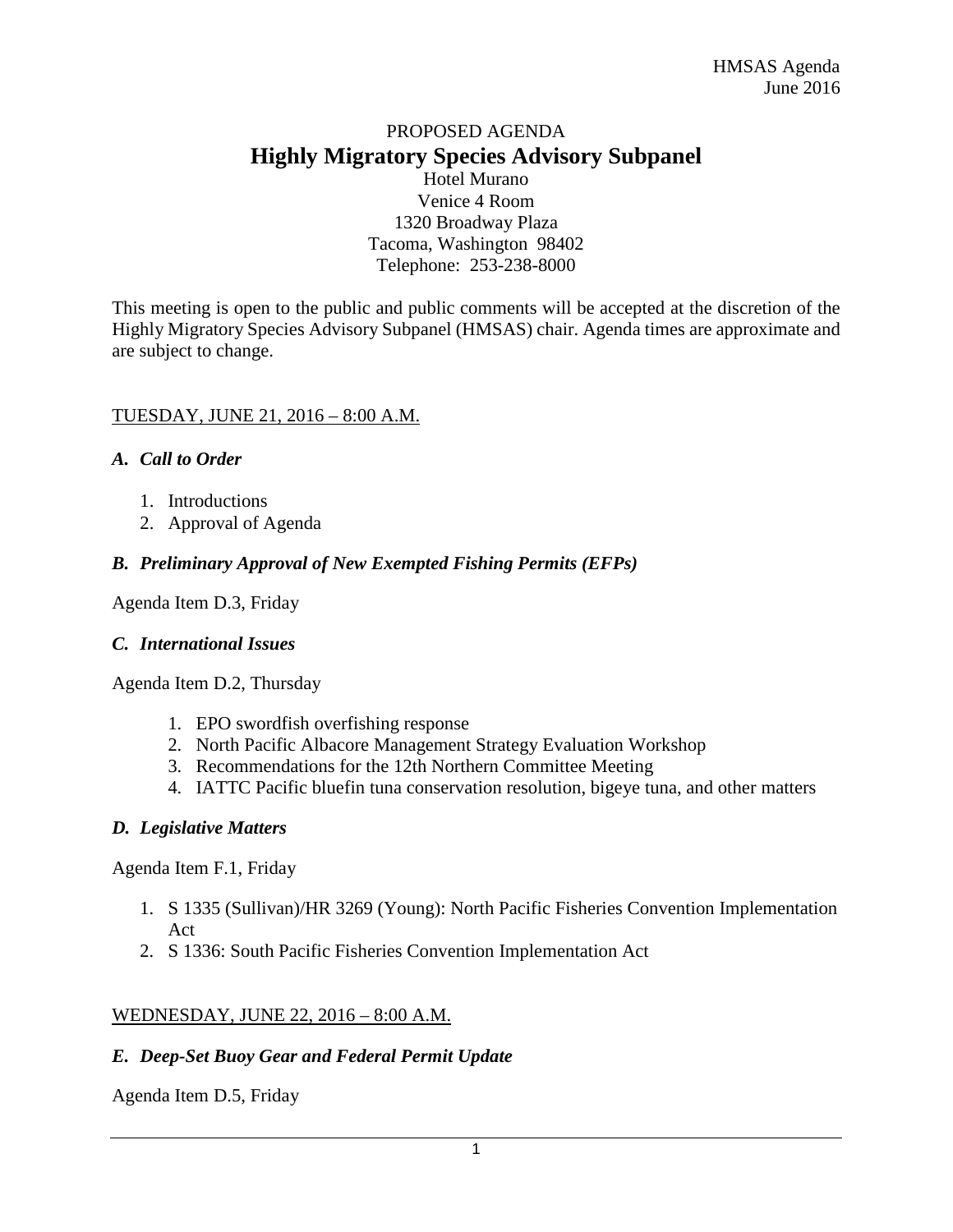PROPOSED AGENDA

# Highly Migratory Species Advisory Subpanel

Hotel Murano
Venice 4 Room
1320 Broadway Plaza
Tacoma, Washington 98402
Telephone: 253-238-8000

This meeting is open to the public and public comments will be accepted at the discretion of the Highly Migratory Species Advisory Subpanel (HMSAS) chair. Agenda times are approximate and are subject to change.

## TUESDAY, JUNE 21, 2016 – 8:00 A.M.

### *A. Call to Order*

1. Introductions
2. Approval of Agenda

### *B. Preliminary Approval of New Exempted Fishing Permits (EFPs)*

Agenda Item D.3, Friday

### *C. International Issues*

Agenda Item D.2, Thursday

1. EPO swordfish overfishing response
2. North Pacific Albacore Management Strategy Evaluation Workshop
3. Recommendations for the 12th Northern Committee Meeting
4. IATTC Pacific bluefin tuna conservation resolution, bigeye tuna, and other matters

### *D. Legislative Matters*

Agenda Item F.1, Friday

1. S 1335 (Sullivan)/HR 3269 (Young): North Pacific Fisheries Convention Implementation Act
2. S 1336: South Pacific Fisheries Convention Implementation Act

## WEDNESDAY, JUNE 22, 2016 – 8:00 A.M.

### *E. Deep-Set Buoy Gear and Federal Permit Update*

Agenda Item D.5, Friday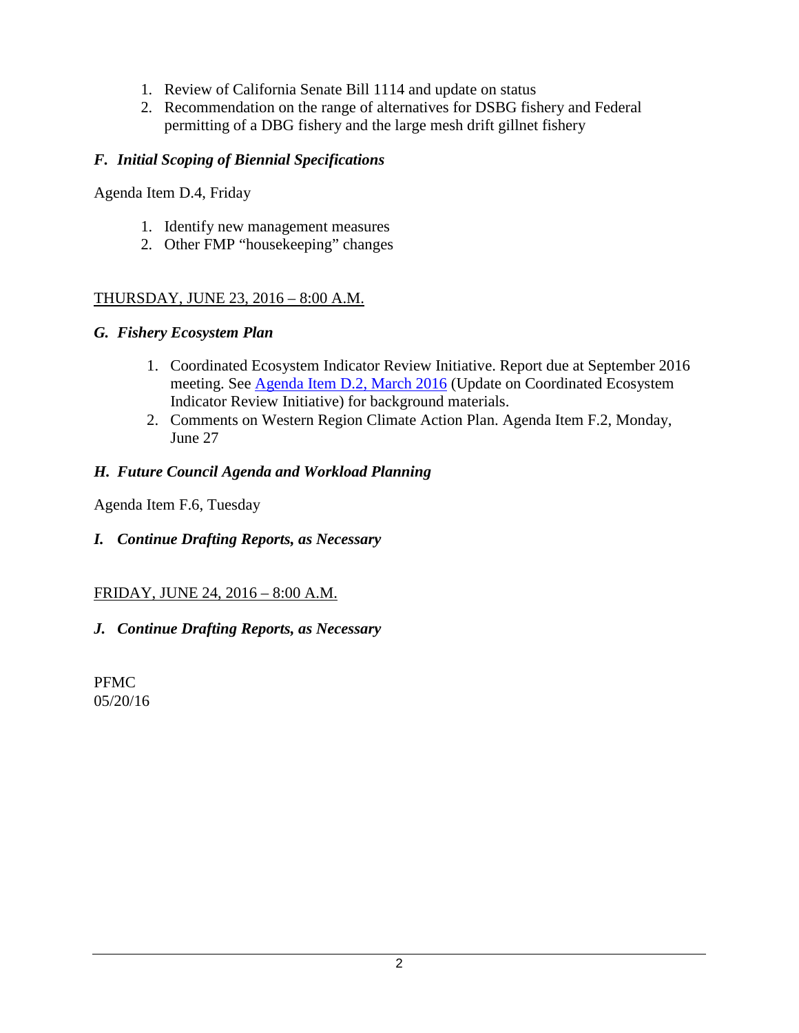1. Review of California Senate Bill 1114 and update on status
2. Recommendation on the range of alternatives for DSBG fishery and Federal permitting of a DBG fishery and the large mesh drift gillnet fishery

### *F. Initial Scoping of Biennial Specifications*

Agenda Item D.4, Friday

1. Identify new management measures
2. Other FMP "housekeeping" changes

THURSDAY, JUNE 23, 2016 – 8:00 A.M.

### *G. Fishery Ecosystem Plan*

1. Coordinated Ecosystem Indicator Review Initiative. Report due at September 2016 meeting. See [Agenda Item D.2, March 2016]() (Update on Coordinated Ecosystem Indicator Review Initiative) for background materials.
2. Comments on Western Region Climate Action Plan. Agenda Item F.2, Monday, June 27

### *H. Future Council Agenda and Workload Planning*

Agenda Item F.6, Tuesday

### *I. Continue Drafting Reports, as Necessary*

FRIDAY, JUNE 24, 2016 – 8:00 A.M.

### *J. Continue Drafting Reports, as Necessary*

PFMC
05/20/16